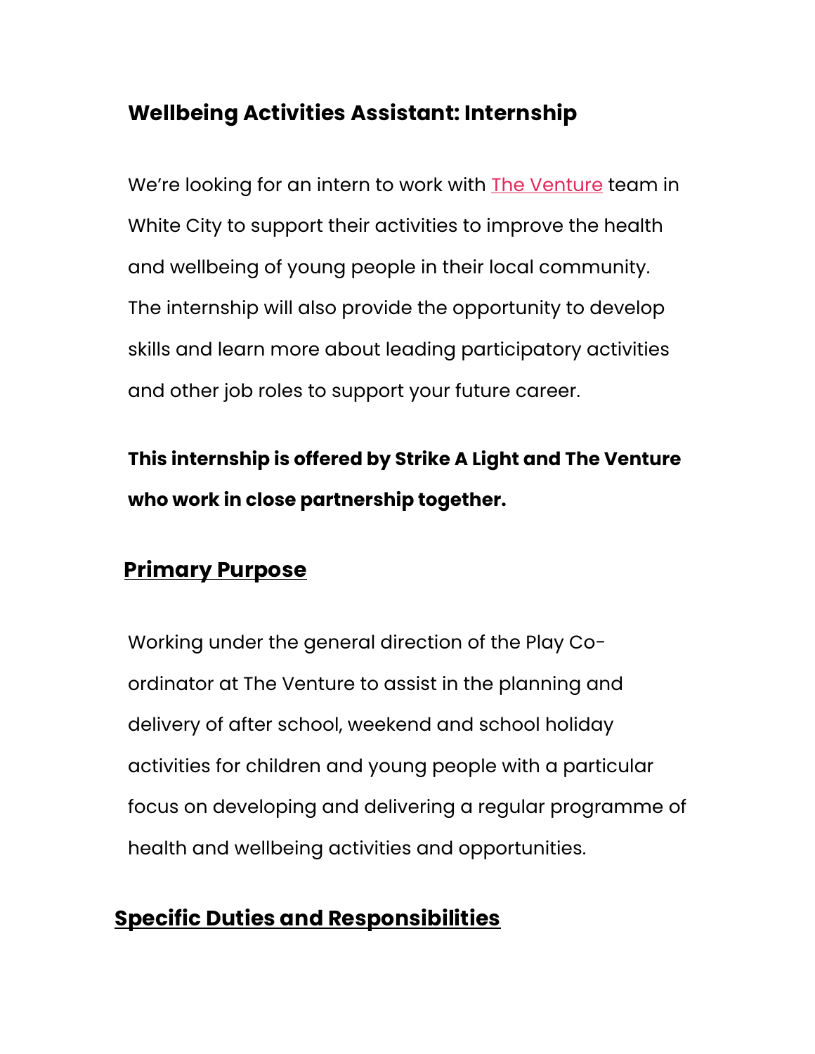# Wellbeing Activities Assistant: Internship

We're looking for an intern to work with [The Venture]() team in White City to support their activities to improve the health and wellbeing of young people in their local community. The internship will also provide the opportunity to develop skills and learn more about leading participatory activities and other job roles to support your future career.

**This internship is offered by Strike A Light and The Venture who work in close partnership together.**

## Primary Purpose

Working under the general direction of the Play Co-ordinator at The Venture to assist in the planning and delivery of after school, weekend and school holiday activities for children and young people with a particular focus on developing and delivering a regular programme of health and wellbeing activities and opportunities.

## Specific Duties and Responsibilities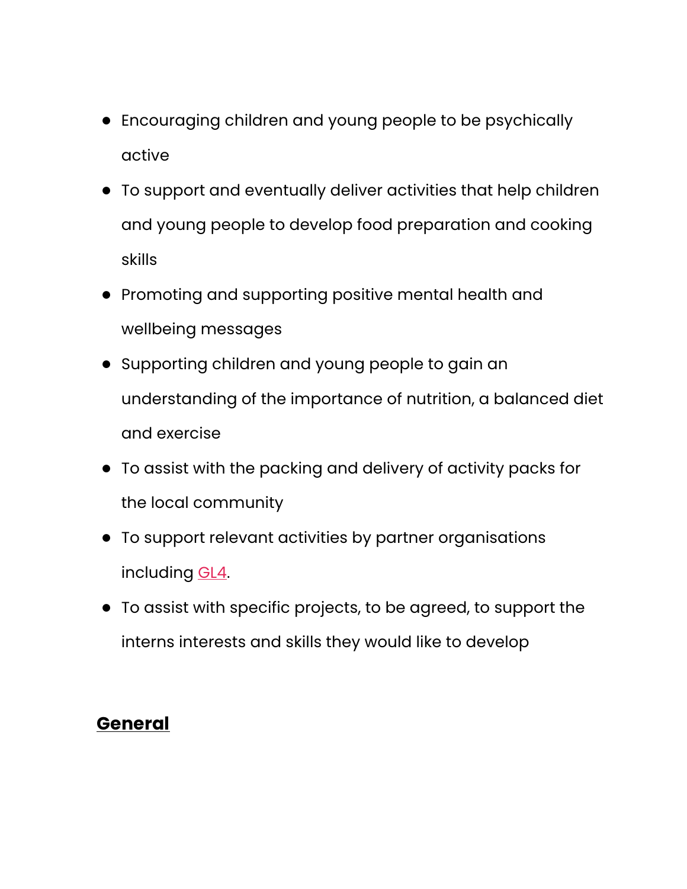- Encouraging children and young people to be psychically active
- To support and eventually deliver activities that help children and young people to develop food preparation and cooking skills
- Promoting and supporting positive mental health and wellbeing messages
- Supporting children and young people to gain an understanding of the importance of nutrition, a balanced diet and exercise
- To assist with the packing and delivery of activity packs for the local community
- To support relevant activities by partner organisations including GL4.
- To assist with specific projects, to be agreed, to support the interns interests and skills they would like to develop

## **General**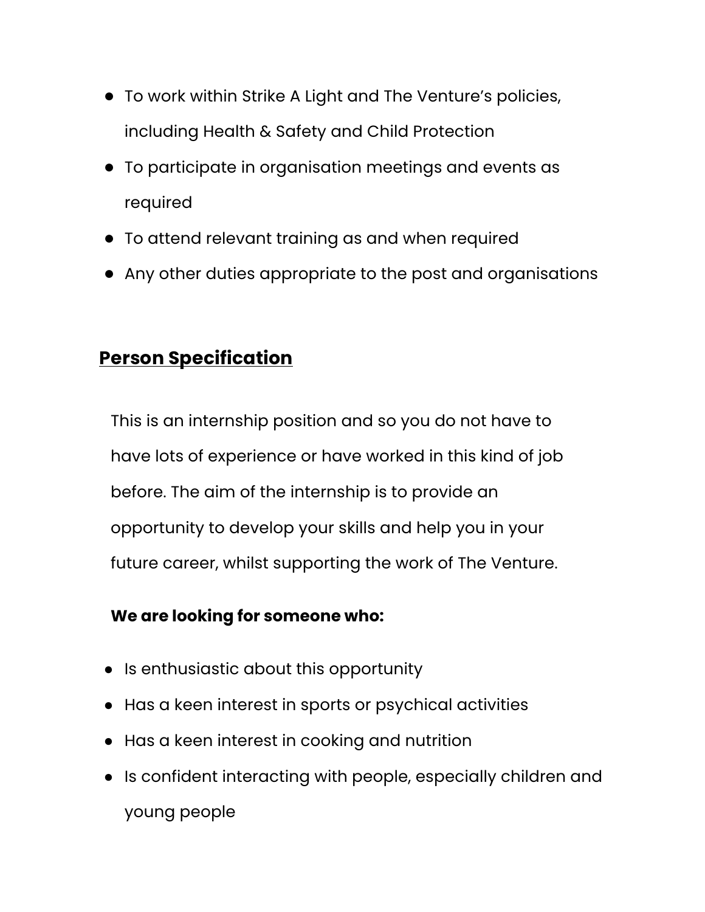- To work within Strike A Light and The Venture's policies, including Health & Safety and Child Protection
- To participate in organisation meetings and events as required
- To attend relevant training as and when required
- Any other duties appropriate to the post and organisations

## Person Specification

This is an internship position and so you do not have to have lots of experience or have worked in this kind of job before. The aim of the internship is to provide an opportunity to develop your skills and help you in your future career, whilst supporting the work of The Venture.

**We are looking for someone who:**

- Is enthusiastic about this opportunity
- Has a keen interest in sports or psychical activities
- Has a keen interest in cooking and nutrition
- Is confident interacting with people, especially children and young people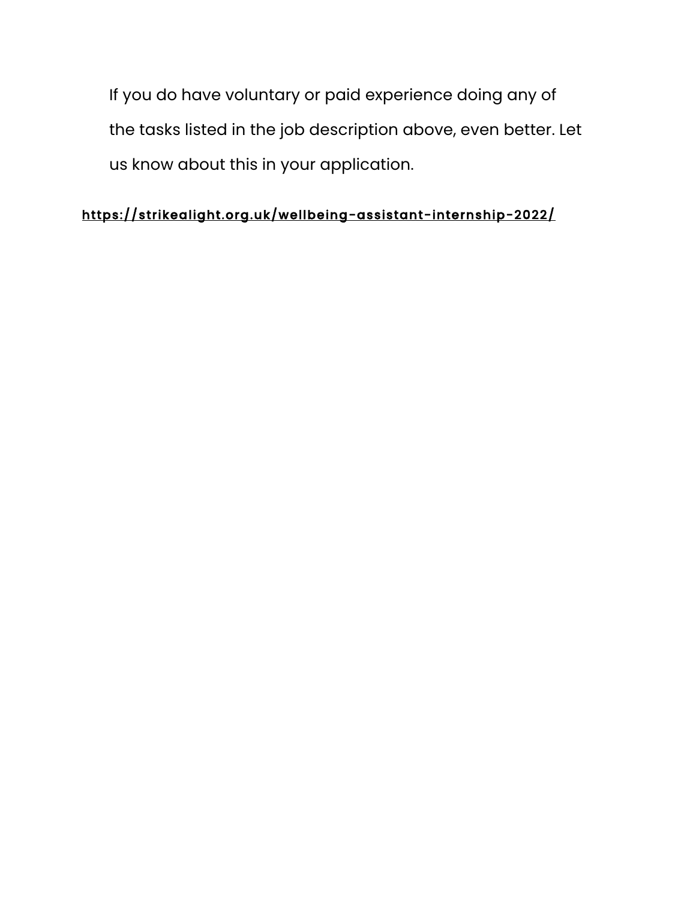If you do have voluntary or paid experience doing any of the tasks listed in the job description above, even better. Let us know about this in your application.

https://strikealight.org.uk/wellbeing-assistant-internship-2022/